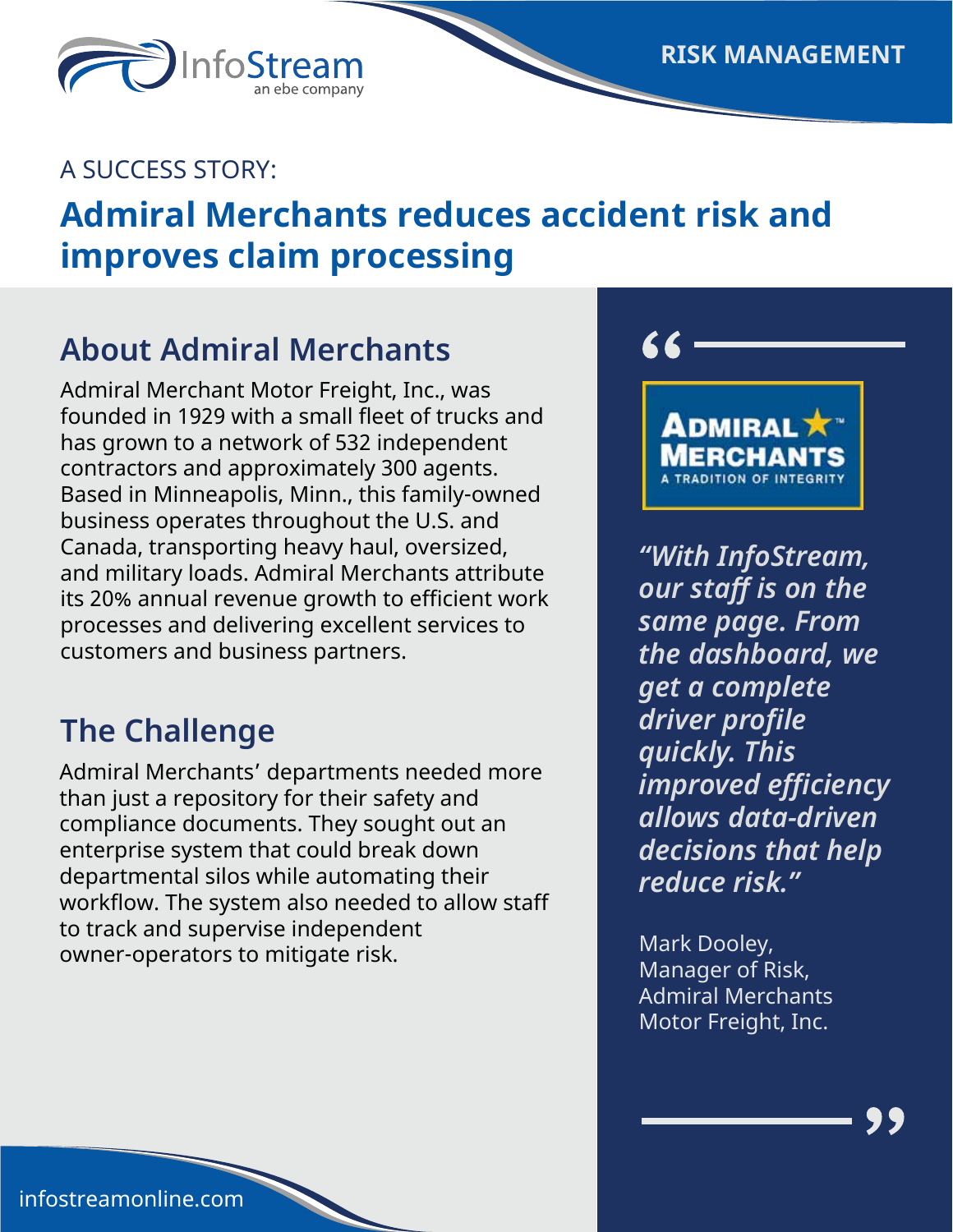RISK MANAGEMENT

A SUCCESS STORY:

# Admiral Merchants reduces accident risk and improves claim processing

## About Admiral Merchants

Admiral Merchant Motor Freight, Inc., was founded in 1929 with a small fleet of trucks and has grown to a network of 532 independent contractors and approximately 300 agents. Based in Minneapolis, Minn., this family-owned business operates throughout the U.S. and Canada, transporting heavy haul, oversized, and military loads. Admiral Merchants attribute its 20% annual revenue growth to efficient work processes and delivering excellent services to customers and business partners.

## The Challenge

Admiral Merchants' departments needed more than just a repository for their safety and compliance documents. They sought out an enterprise system that could break down departmental silos while automating their workflow. The system also needed to allow staff to track and supervise independent owner-operators to mitigate risk.

> ***"With InfoStream, our staff is on the same page. From the dashboard, we get a complete driver profile quickly. This improved efficiency allows data-driven decisions that help reduce risk."***
>
> Mark Dooley,
> Manager of Risk,
> Admiral Merchants
> Motor Freight, Inc.

infostreamonline.com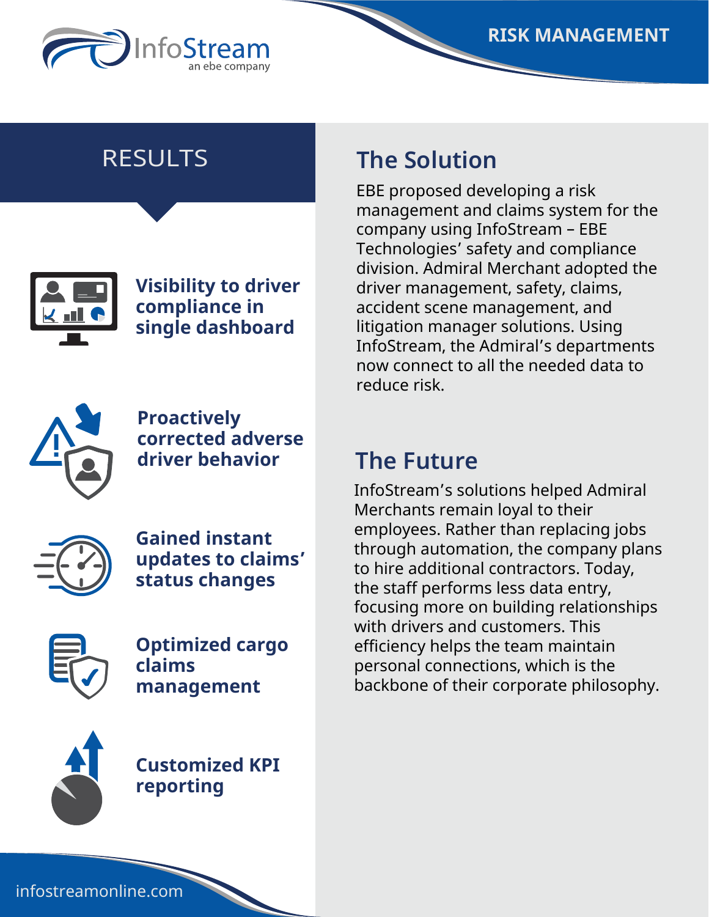RISK MANAGEMENT

## RESULTS

**Visibility to driver compliance in single dashboard**

**Proactively corrected adverse driver behavior**

**Gained instant updates to claims' status changes**

**Optimized cargo claims management**

**Customized KPI reporting**

## The Solution

EBE proposed developing a risk management and claims system for the company using InfoStream – EBE Technologies' safety and compliance division. Admiral Merchant adopted the driver management, safety, claims, accident scene management, and litigation manager solutions. Using InfoStream, the Admiral's departments now connect to all the needed data to reduce risk.

## The Future

InfoStream's solutions helped Admiral Merchants remain loyal to their employees. Rather than replacing jobs through automation, the company plans to hire additional contractors. Today, the staff performs less data entry, focusing more on building relationships with drivers and customers. This efficiency helps the team maintain personal connections, which is the backbone of their corporate philosophy.

infostreamonline.com